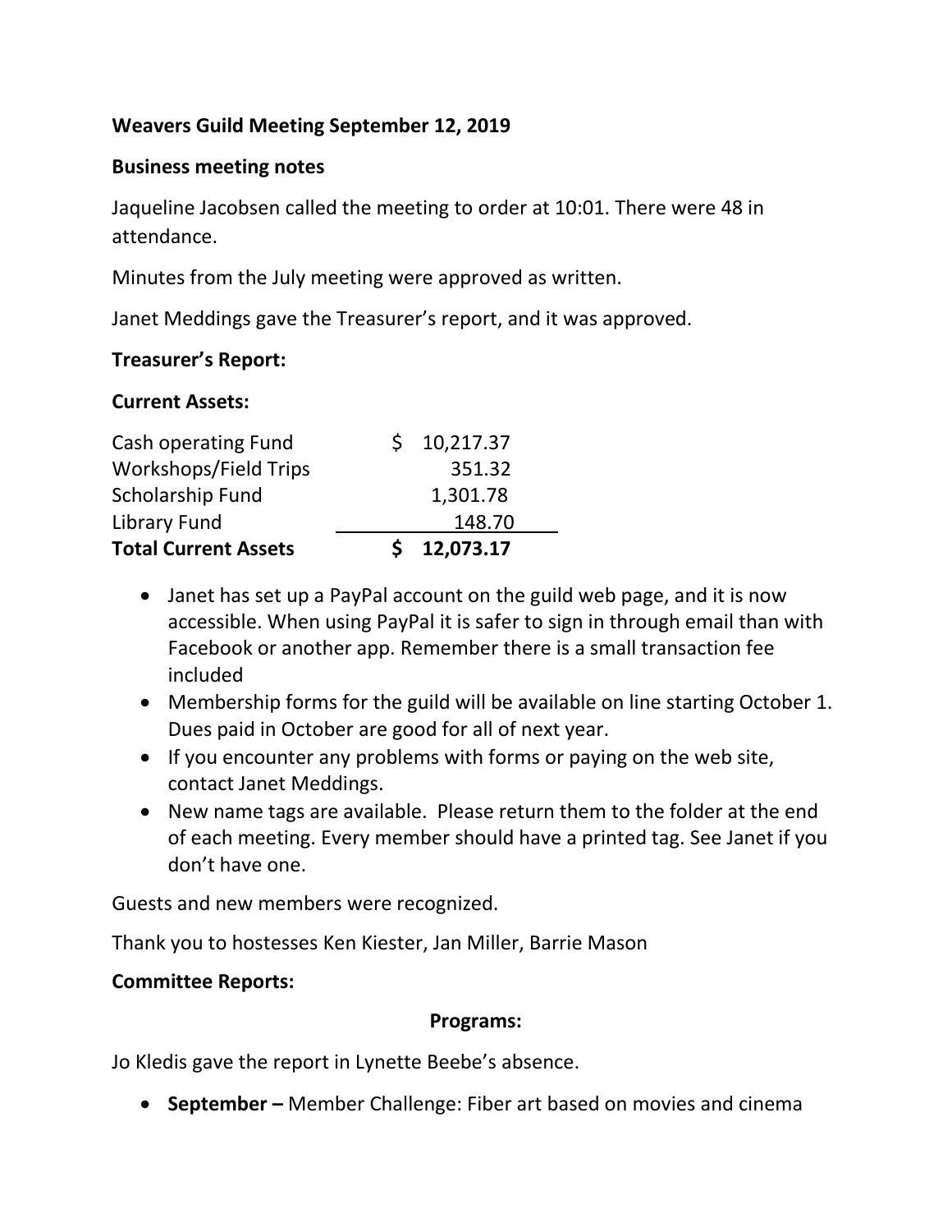# Weavers Guild Meeting September 12, 2019

## Business meeting notes

Jaqueline Jacobsen called the meeting to order at 10:01. There were 48 in attendance.

Minutes from the July meeting were approved as written.

Janet Meddings gave the Treasurer's report, and it was approved.

## Treasurer's Report:

### Current Assets:

| | |
|---|---|
| Cash operating Fund | $ 10,217.37 |
| Workshops/Field Trips | 351.32 |
| Scholarship Fund | 1,301.78 |
| Library Fund | 148.70 |
| **Total Current Assets** | **$ 12,073.17** |

- Janet has set up a PayPal account on the guild web page, and it is now accessible. When using PayPal it is safer to sign in through email than with Facebook or another app. Remember there is a small transaction fee included
- Membership forms for the guild will be available on line starting October 1. Dues paid in October are good for all of next year.
- If you encounter any problems with forms or paying on the web site, contact Janet Meddings.
- New name tags are available. Please return them to the folder at the end of each meeting. Every member should have a printed tag. See Janet if you don't have one.

Guests and new members were recognized.

Thank you to hostesses Ken Kiester, Jan Miller, Barrie Mason

## Committee Reports:

### Programs:

Jo Kledis gave the report in Lynette Beebe's absence.

- **September –** Member Challenge: Fiber art based on movies and cinema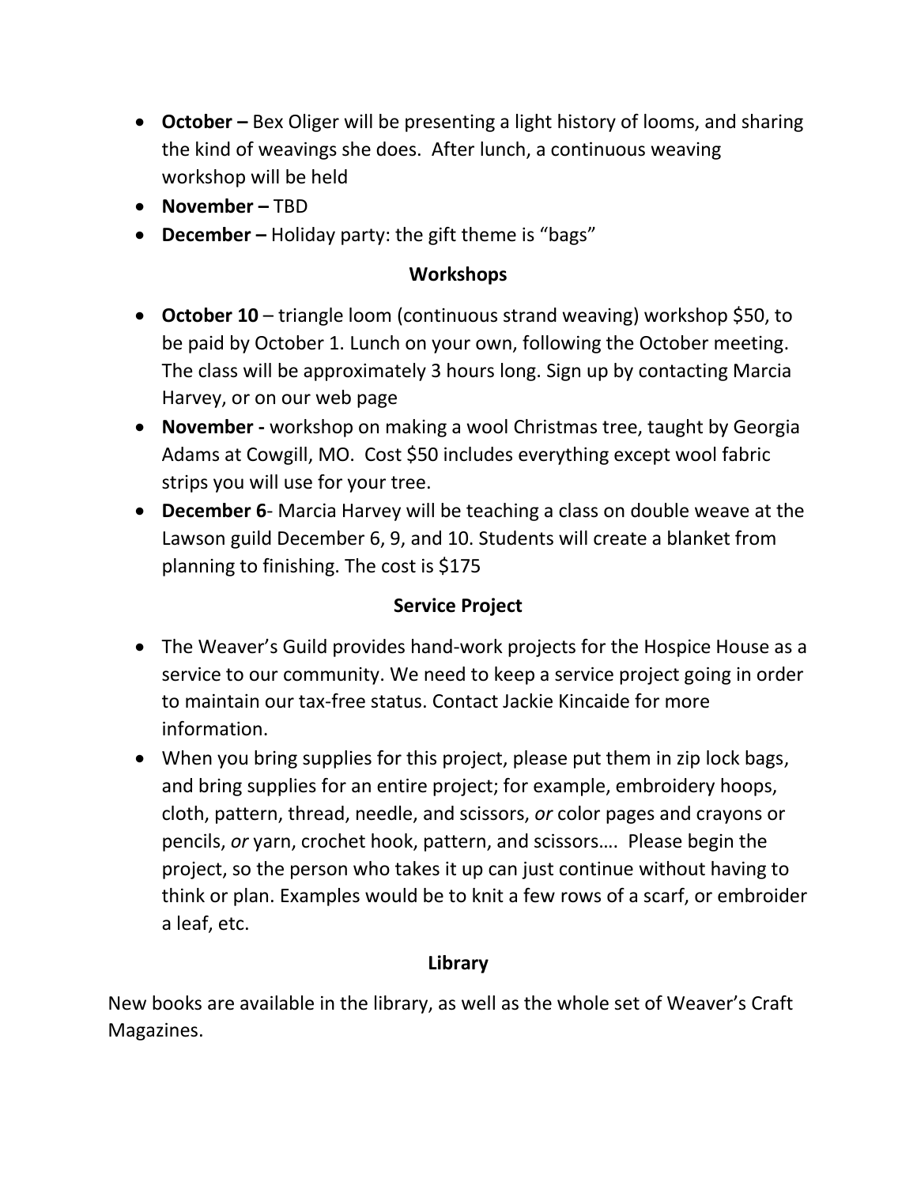- **October –** Bex Oliger will be presenting a light history of looms, and sharing the kind of weavings she does.  After lunch, a continuous weaving workshop will be held
- **November –** TBD
- **December –** Holiday party: the gift theme is "bags"

## Workshops

- **October 10** – triangle loom (continuous strand weaving) workshop $50, to be paid by October 1. Lunch on your own, following the October meeting. The class will be approximately 3 hours long. Sign up by contacting Marcia Harvey, or on our web page
- **November -** workshop on making a wool Christmas tree, taught by Georgia Adams at Cowgill, MO.  Cost $50 includes everything except wool fabric strips you will use for your tree.
- **December 6**- Marcia Harvey will be teaching a class on double weave at the Lawson guild December 6, 9, and 10. Students will create a blanket from planning to finishing. The cost is $175

## Service Project

- The Weaver's Guild provides hand-work projects for the Hospice House as a service to our community. We need to keep a service project going in order to maintain our tax-free status. Contact Jackie Kincaide for more information.
- When you bring supplies for this project, please put them in zip lock bags, and bring supplies for an entire project; for example, embroidery hoops, cloth, pattern, thread, needle, and scissors, *or* color pages and crayons or pencils, *or* yarn, crochet hook, pattern, and scissors….  Please begin the project, so the person who takes it up can just continue without having to think or plan. Examples would be to knit a few rows of a scarf, or embroider a leaf, etc.

## Library

New books are available in the library, as well as the whole set of Weaver's Craft Magazines.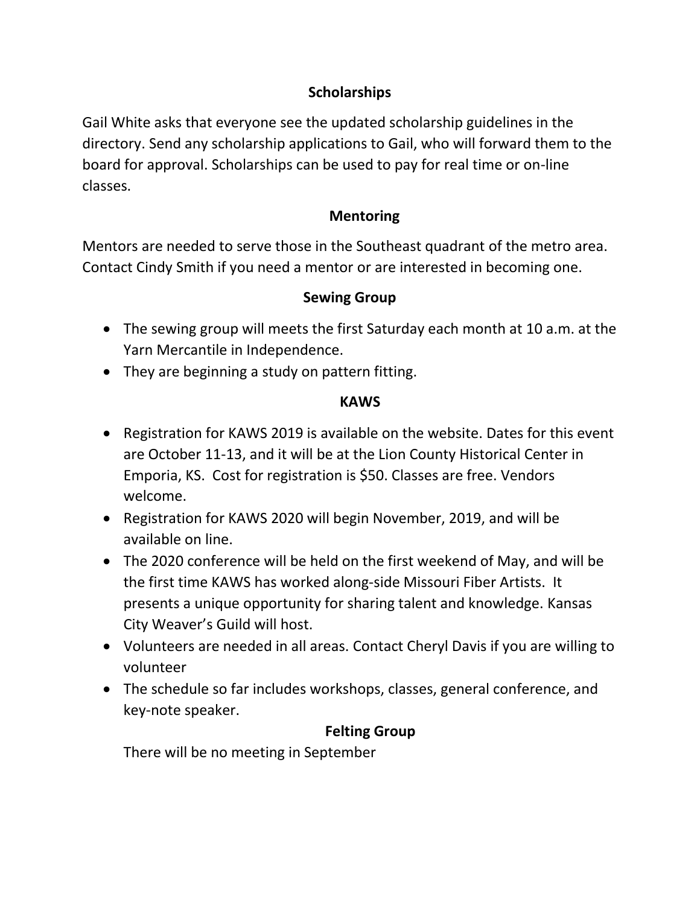## Scholarships

Gail White asks that everyone see the updated scholarship guidelines in the directory. Send any scholarship applications to Gail, who will forward them to the board for approval. Scholarships can be used to pay for real time or on-line classes.

## Mentoring

Mentors are needed to serve those in the Southeast quadrant of the metro area. Contact Cindy Smith if you need a mentor or are interested in becoming one.

## Sewing Group

- The sewing group will meets the first Saturday each month at 10 a.m. at the Yarn Mercantile in Independence.
- They are beginning a study on pattern fitting.

## KAWS

- Registration for KAWS 2019 is available on the website. Dates for this event are October 11-13, and it will be at the Lion County Historical Center in Emporia, KS. Cost for registration is $50. Classes are free. Vendors welcome.
- Registration for KAWS 2020 will begin November, 2019, and will be available on line.
- The 2020 conference will be held on the first weekend of May, and will be the first time KAWS has worked along-side Missouri Fiber Artists. It presents a unique opportunity for sharing talent and knowledge. Kansas City Weaver's Guild will host.
- Volunteers are needed in all areas. Contact Cheryl Davis if you are willing to volunteer
- The schedule so far includes workshops, classes, general conference, and key-note speaker.

## Felting Group

There will be no meeting in September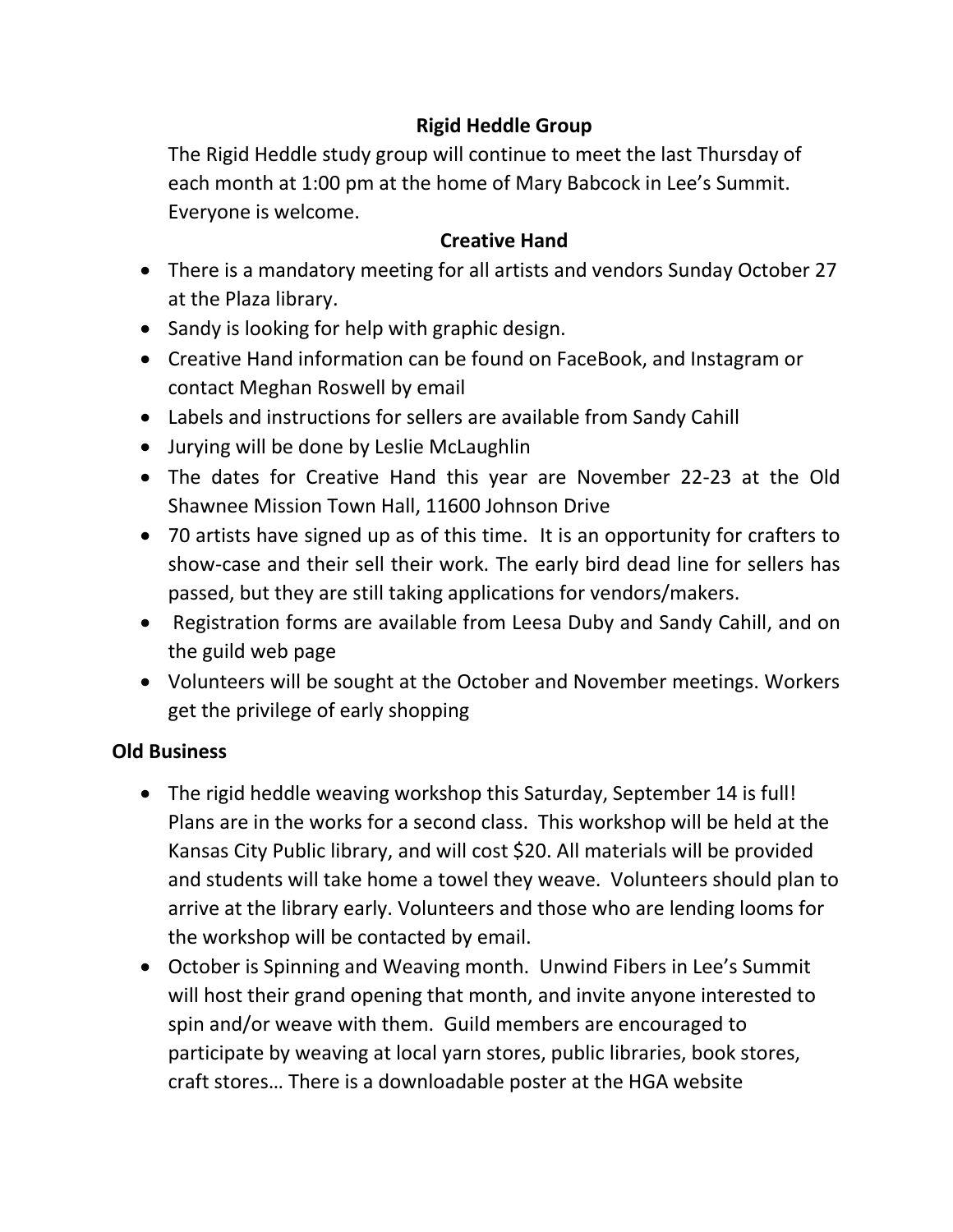## Rigid Heddle Group

The Rigid Heddle study group will continue to meet the last Thursday of each month at 1:00 pm at the home of Mary Babcock in Lee's Summit. Everyone is welcome.

## Creative Hand

- There is a mandatory meeting for all artists and vendors Sunday October 27 at the Plaza library.
- Sandy is looking for help with graphic design.
- Creative Hand information can be found on FaceBook, and Instagram or contact Meghan Roswell by email
- Labels and instructions for sellers are available from Sandy Cahill
- Jurying will be done by Leslie McLaughlin
- The dates for Creative Hand this year are November 22-23 at the Old Shawnee Mission Town Hall, 11600 Johnson Drive
- 70 artists have signed up as of this time. It is an opportunity for crafters to show-case and their sell their work. The early bird dead line for sellers has passed, but they are still taking applications for vendors/makers.
- Registration forms are available from Leesa Duby and Sandy Cahill, and on the guild web page
- Volunteers will be sought at the October and November meetings. Workers get the privilege of early shopping

## Old Business

- The rigid heddle weaving workshop this Saturday, September 14 is full! Plans are in the works for a second class. This workshop will be held at the Kansas City Public library, and will cost $20. All materials will be provided and students will take home a towel they weave. Volunteers should plan to arrive at the library early. Volunteers and those who are lending looms for the workshop will be contacted by email.
- October is Spinning and Weaving month. Unwind Fibers in Lee's Summit will host their grand opening that month, and invite anyone interested to spin and/or weave with them. Guild members are encouraged to participate by weaving at local yarn stores, public libraries, book stores, craft stores… There is a downloadable poster at the HGA website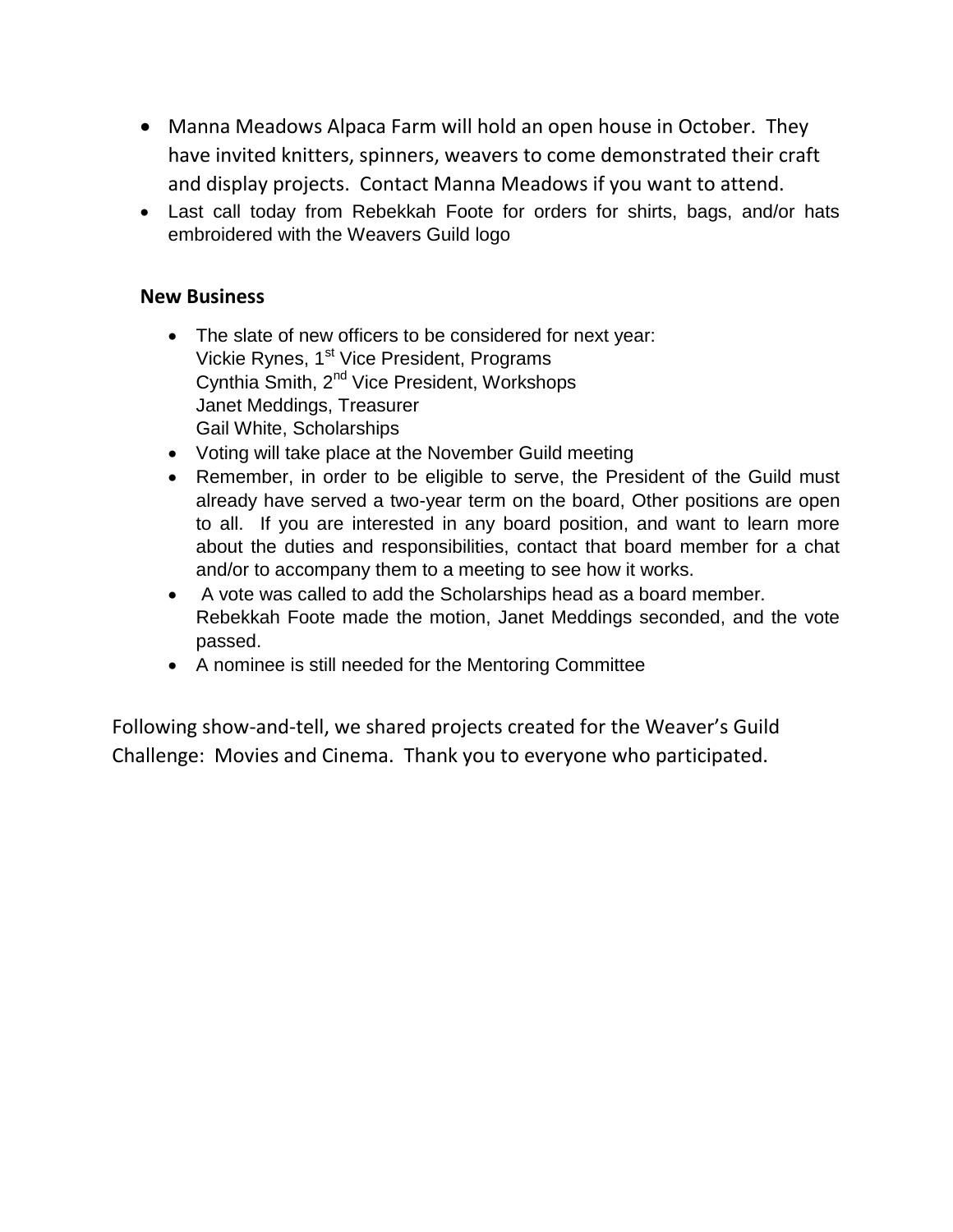- Manna Meadows Alpaca Farm will hold an open house in October. They have invited knitters, spinners, weavers to come demonstrated their craft and display projects. Contact Manna Meadows if you want to attend.
- Last call today from Rebekkah Foote for orders for shirts, bags, and/or hats embroidered with the Weavers Guild logo

## New Business

- The slate of new officers to be considered for next year:
  Vickie Rynes, 1st Vice President, Programs
  Cynthia Smith, 2nd Vice President, Workshops
  Janet Meddings, Treasurer
  Gail White, Scholarships
- Voting will take place at the November Guild meeting
- Remember, in order to be eligible to serve, the President of the Guild must already have served a two-year term on the board, Other positions are open to all. If you are interested in any board position, and want to learn more about the duties and responsibilities, contact that board member for a chat and/or to accompany them to a meeting to see how it works.
- A vote was called to add the Scholarships head as a board member. Rebekkah Foote made the motion, Janet Meddings seconded, and the vote passed.
- A nominee is still needed for the Mentoring Committee

Following show-and-tell, we shared projects created for the Weaver's Guild Challenge: Movies and Cinema. Thank you to everyone who participated.